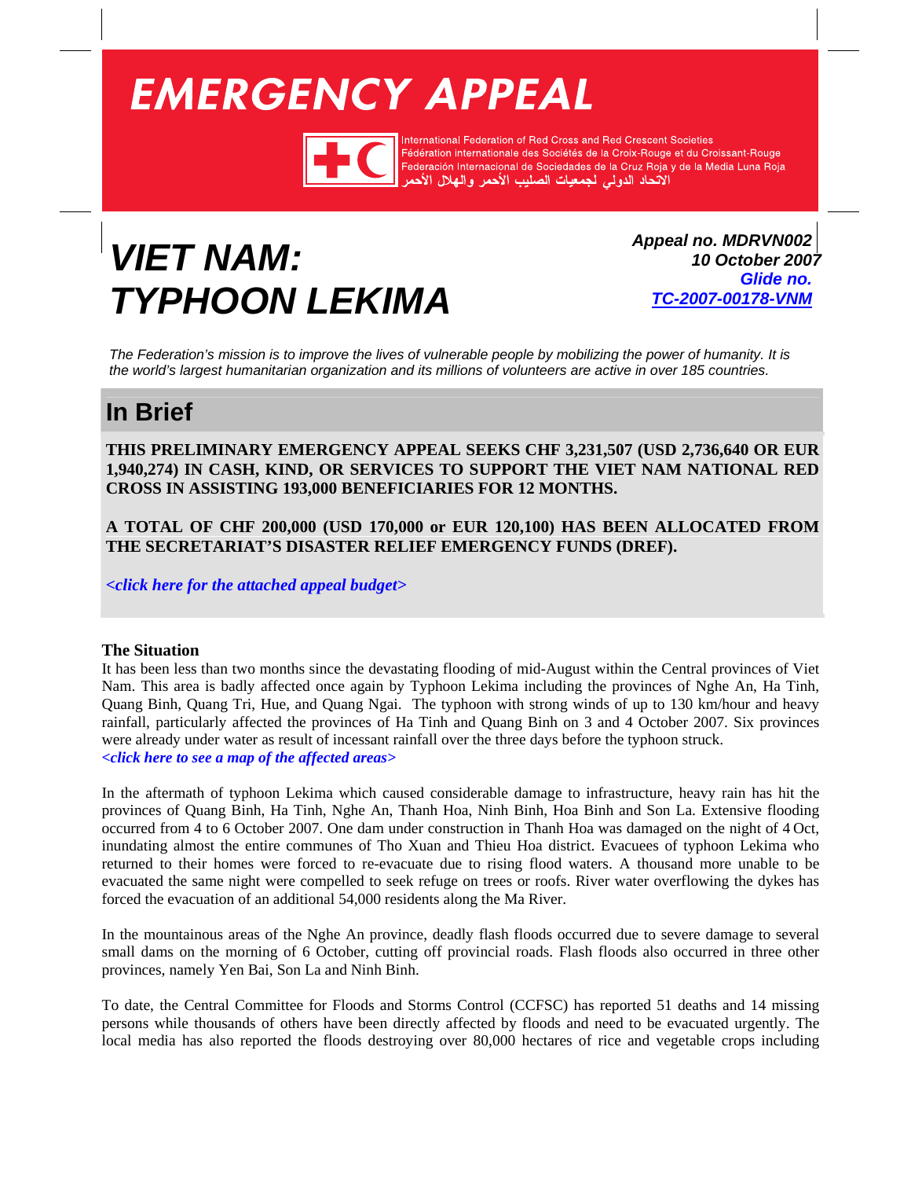# EMERGENCY APPEAL

International Federation of Red Cross and Red Crescent Societies
Fédération internationale des Sociétés de la Croix-Rouge et du Croissant-Rouge
Federación Internacional de Sociedades de la Cruz Roja y de la Media Luna Roja
الاتحاد الدولي لجمعيات الصليب الأحمر والهلال الأحمر

# VIET NAM: TYPHOON LEKIMA

***Appeal no. MDRVN002***
***10 October 2007***
***Glide no. TC-2007-00178-VNM***

*The Federation's mission is to improve the lives of vulnerable people by mobilizing the power of humanity. It is the world's largest humanitarian organization and its millions of volunteers are active in over 185 countries.*

## In Brief

**THIS PRELIMINARY EMERGENCY APPEAL SEEKS CHF 3,231,507 (USD 2,736,640 OR EUR 1,940,274) IN CASH, KIND, OR SERVICES TO SUPPORT THE VIET NAM NATIONAL RED CROSS IN ASSISTING 193,000 BENEFICIARIES FOR 12 MONTHS.**

**A TOTAL OF CHF 200,000 (USD 170,000 or EUR 120,100) HAS BEEN ALLOCATED FROM THE SECRETARIAT'S DISASTER RELIEF EMERGENCY FUNDS (DREF).**

***<click here for the attached appeal budget>***

### The Situation

It has been less than two months since the devastating flooding of mid-August within the Central provinces of Viet Nam. This area is badly affected once again by Typhoon Lekima including the provinces of Nghe An, Ha Tinh, Quang Binh, Quang Tri, Hue, and Quang Ngai. The typhoon with strong winds of up to 130 km/hour and heavy rainfall, particularly affected the provinces of Ha Tinh and Quang Binh on 3 and 4 October 2007. Six provinces were already under water as result of incessant rainfall over the three days before the typhoon struck.
***<click here to see a map of the affected areas>***

In the aftermath of typhoon Lekima which caused considerable damage to infrastructure, heavy rain has hit the provinces of Quang Binh, Ha Tinh, Nghe An, Thanh Hoa, Ninh Binh, Hoa Binh and Son La. Extensive flooding occurred from 4 to 6 October 2007. One dam under construction in Thanh Hoa was damaged on the night of 4 Oct, inundating almost the entire communes of Tho Xuan and Thieu Hoa district. Evacuees of typhoon Lekima who returned to their homes were forced to re-evacuate due to rising flood waters. A thousand more unable to be evacuated the same night were compelled to seek refuge on trees or roofs. River water overflowing the dykes has forced the evacuation of an additional 54,000 residents along the Ma River.

In the mountainous areas of the Nghe An province, deadly flash floods occurred due to severe damage to several small dams on the morning of 6 October, cutting off provincial roads. Flash floods also occurred in three other provinces, namely Yen Bai, Son La and Ninh Binh.

To date, the Central Committee for Floods and Storms Control (CCFSC) has reported 51 deaths and 14 missing persons while thousands of others have been directly affected by floods and need to be evacuated urgently. The local media has also reported the floods destroying over 80,000 hectares of rice and vegetable crops including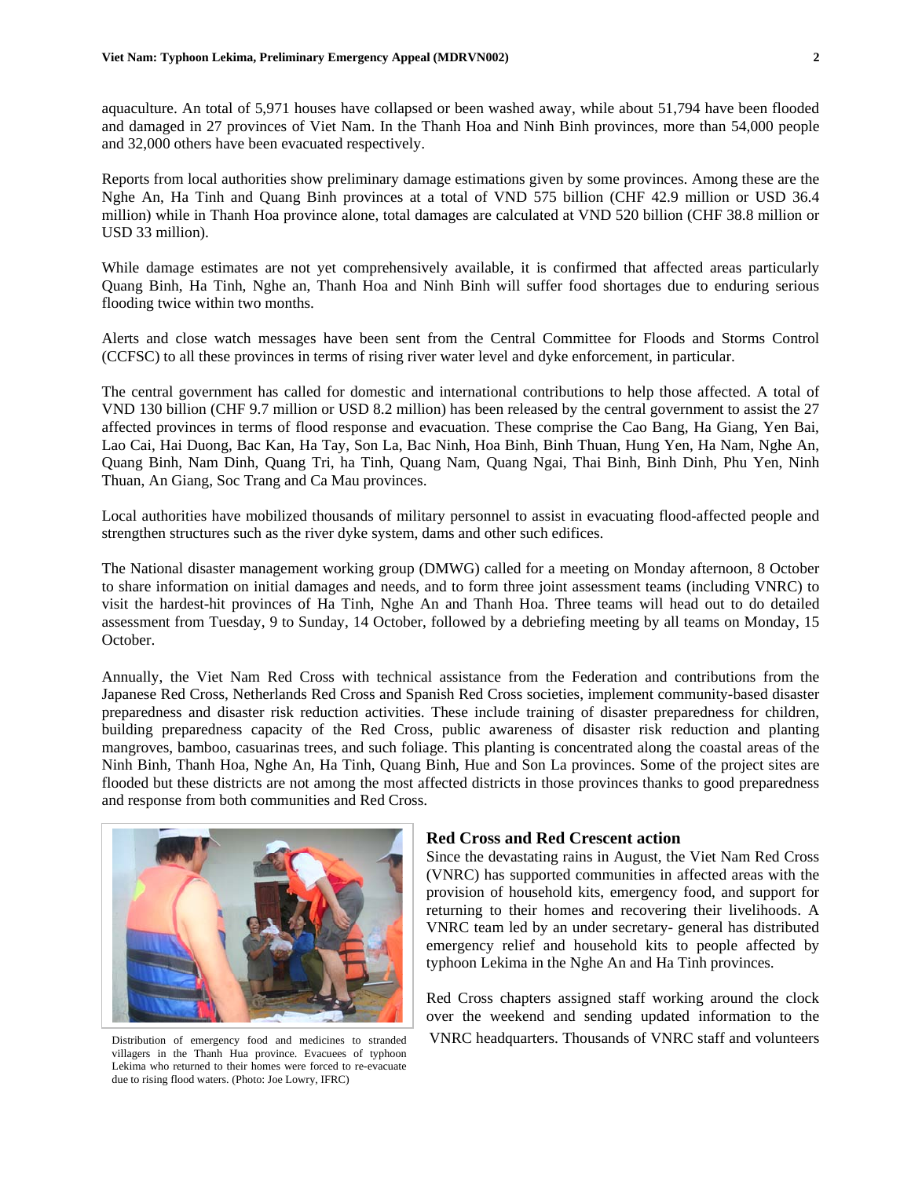aquaculture. An total of 5,971 houses have collapsed or been washed away, while about 51,794 have been flooded and damaged in 27 provinces of Viet Nam. In the Thanh Hoa and Ninh Binh provinces, more than 54,000 people and 32,000 others have been evacuated respectively.

Reports from local authorities show preliminary damage estimations given by some provinces. Among these are the Nghe An, Ha Tinh and Quang Binh provinces at a total of VND 575 billion (CHF 42.9 million or USD 36.4 million) while in Thanh Hoa province alone, total damages are calculated at VND 520 billion (CHF 38.8 million or USD 33 million).

While damage estimates are not yet comprehensively available, it is confirmed that affected areas particularly Quang Binh, Ha Tinh, Nghe an, Thanh Hoa and Ninh Binh will suffer food shortages due to enduring serious flooding twice within two months.

Alerts and close watch messages have been sent from the Central Committee for Floods and Storms Control (CCFSC) to all these provinces in terms of rising river water level and dyke enforcement, in particular.

The central government has called for domestic and international contributions to help those affected. A total of VND 130 billion (CHF 9.7 million or USD 8.2 million) has been released by the central government to assist the 27 affected provinces in terms of flood response and evacuation. These comprise the Cao Bang, Ha Giang, Yen Bai, Lao Cai, Hai Duong, Bac Kan, Ha Tay, Son La, Bac Ninh, Hoa Binh, Binh Thuan, Hung Yen, Ha Nam, Nghe An, Quang Binh, Nam Dinh, Quang Tri, ha Tinh, Quang Nam, Quang Ngai, Thai Binh, Binh Dinh, Phu Yen, Ninh Thuan, An Giang, Soc Trang and Ca Mau provinces.

Local authorities have mobilized thousands of military personnel to assist in evacuating flood-affected people and strengthen structures such as the river dyke system, dams and other such edifices.

The National disaster management working group (DMWG) called for a meeting on Monday afternoon, 8 October to share information on initial damages and needs, and to form three joint assessment teams (including VNRC) to visit the hardest-hit provinces of Ha Tinh, Nghe An and Thanh Hoa. Three teams will head out to do detailed assessment from Tuesday, 9 to Sunday, 14 October, followed by a debriefing meeting by all teams on Monday, 15 October.

Annually, the Viet Nam Red Cross with technical assistance from the Federation and contributions from the Japanese Red Cross, Netherlands Red Cross and Spanish Red Cross societies, implement community-based disaster preparedness and disaster risk reduction activities. These include training of disaster preparedness for children, building preparedness capacity of the Red Cross, public awareness of disaster risk reduction and planting mangroves, bamboo, casuarinas trees, and such foliage. This planting is concentrated along the coastal areas of the Ninh Binh, Thanh Hoa, Nghe An, Ha Tinh, Quang Binh, Hue and Son La provinces. Some of the project sites are flooded but these districts are not among the most affected districts in those provinces thanks to good preparedness and response from both communities and Red Cross.

Distribution of emergency food and medicines to stranded villagers in the Thanh Hua province. Evacuees of typhoon Lekima who returned to their homes were forced to re-evacuate due to rising flood waters. (Photo: Joe Lowry, IFRC)

## Red Cross and Red Crescent action

Since the devastating rains in August, the Viet Nam Red Cross (VNRC) has supported communities in affected areas with the provision of household kits, emergency food, and support for returning to their homes and recovering their livelihoods. A VNRC team led by an under secretary- general has distributed emergency relief and household kits to people affected by typhoon Lekima in the Nghe An and Ha Tinh provinces.

Red Cross chapters assigned staff working around the clock over the weekend and sending updated information to the VNRC headquarters. Thousands of VNRC staff and volunteers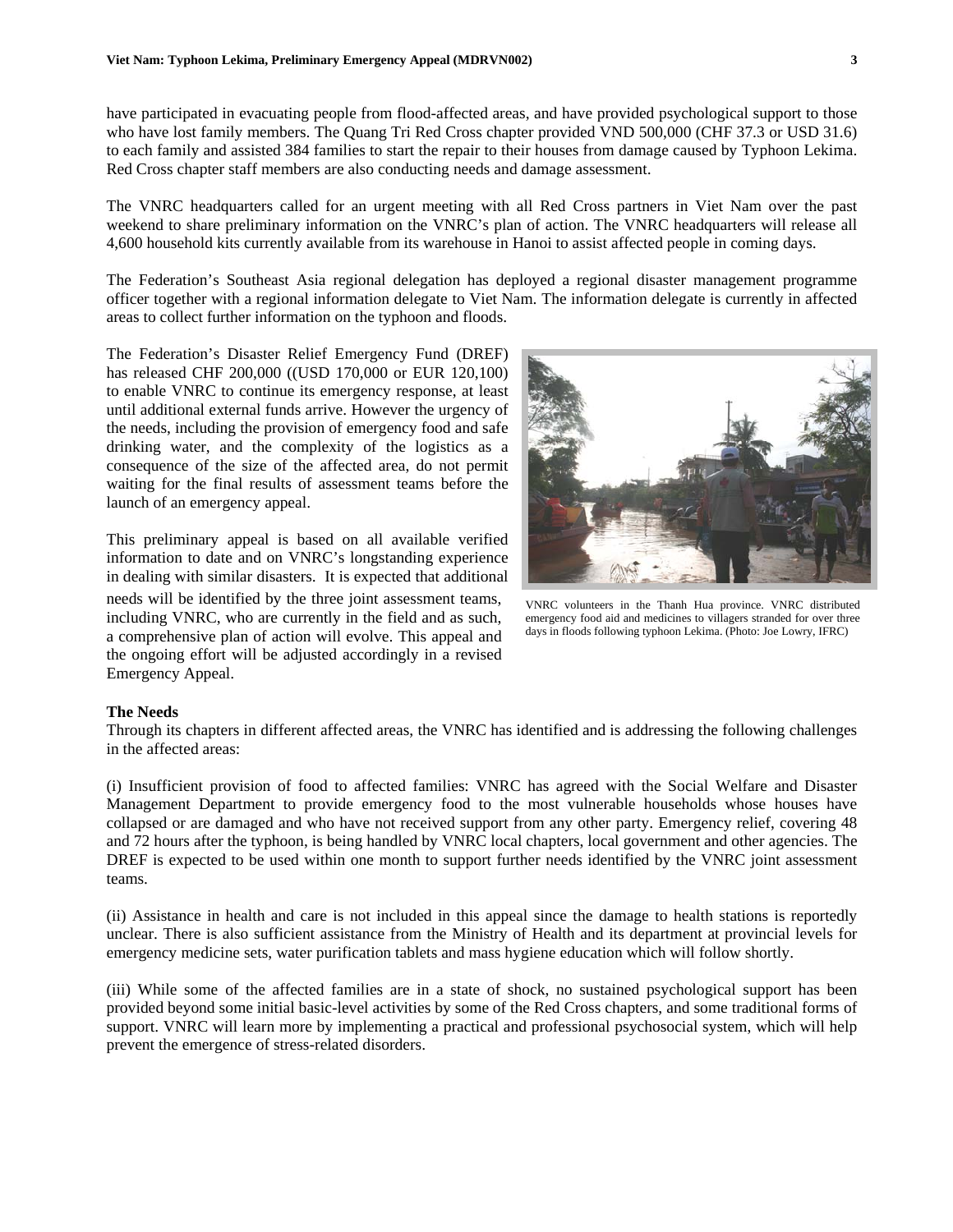have participated in evacuating people from flood-affected areas, and have provided psychological support to those who have lost family members. The Quang Tri Red Cross chapter provided VND 500,000 (CHF 37.3 or USD 31.6) to each family and assisted 384 families to start the repair to their houses from damage caused by Typhoon Lekima. Red Cross chapter staff members are also conducting needs and damage assessment.

The VNRC headquarters called for an urgent meeting with all Red Cross partners in Viet Nam over the past weekend to share preliminary information on the VNRC's plan of action. The VNRC headquarters will release all 4,600 household kits currently available from its warehouse in Hanoi to assist affected people in coming days.

The Federation's Southeast Asia regional delegation has deployed a regional disaster management programme officer together with a regional information delegate to Viet Nam. The information delegate is currently in affected areas to collect further information on the typhoon and floods.

The Federation's Disaster Relief Emergency Fund (DREF) has released CHF 200,000 ((USD 170,000 or EUR 120,100) to enable VNRC to continue its emergency response, at least until additional external funds arrive. However the urgency of the needs, including the provision of emergency food and safe drinking water, and the complexity of the logistics as a consequence of the size of the affected area, do not permit waiting for the final results of assessment teams before the launch of an emergency appeal.

VNRC volunteers in the Thanh Hua province. VNRC distributed emergency food aid and medicines to villagers stranded for over three days in floods following typhoon Lekima. (Photo: Joe Lowry, IFRC)

This preliminary appeal is based on all available verified information to date and on VNRC's longstanding experience in dealing with similar disasters. It is expected that additional needs will be identified by the three joint assessment teams, including VNRC, who are currently in the field and as such, a comprehensive plan of action will evolve. This appeal and the ongoing effort will be adjusted accordingly in a revised Emergency Appeal.

**The Needs**

Through its chapters in different affected areas, the VNRC has identified and is addressing the following challenges in the affected areas:

(i) Insufficient provision of food to affected families: VNRC has agreed with the Social Welfare and Disaster Management Department to provide emergency food to the most vulnerable households whose houses have collapsed or are damaged and who have not received support from any other party. Emergency relief, covering 48 and 72 hours after the typhoon, is being handled by VNRC local chapters, local government and other agencies. The DREF is expected to be used within one month to support further needs identified by the VNRC joint assessment teams.

(ii) Assistance in health and care is not included in this appeal since the damage to health stations is reportedly unclear. There is also sufficient assistance from the Ministry of Health and its department at provincial levels for emergency medicine sets, water purification tablets and mass hygiene education which will follow shortly.

(iii) While some of the affected families are in a state of shock, no sustained psychological support has been provided beyond some initial basic-level activities by some of the Red Cross chapters, and some traditional forms of support. VNRC will learn more by implementing a practical and professional psychosocial system, which will help prevent the emergence of stress-related disorders.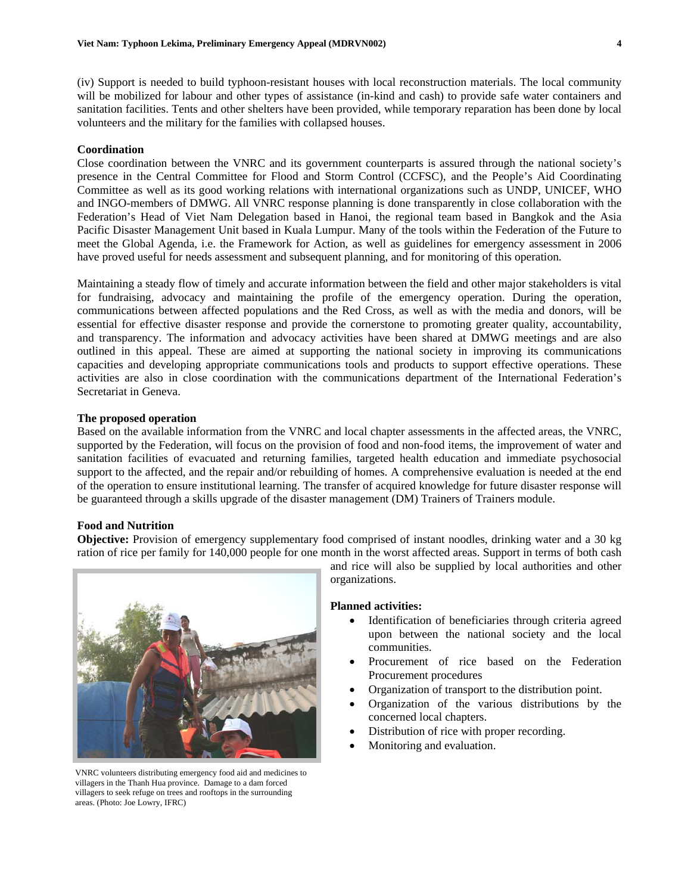(iv) Support is needed to build typhoon-resistant houses with local reconstruction materials. The local community will be mobilized for labour and other types of assistance (in-kind and cash) to provide safe water containers and sanitation facilities. Tents and other shelters have been provided, while temporary reparation has been done by local volunteers and the military for the families with collapsed houses.

**Coordination**

Close coordination between the VNRC and its government counterparts is assured through the national society's presence in the Central Committee for Flood and Storm Control (CCFSC), and the People's Aid Coordinating Committee as well as its good working relations with international organizations such as UNDP, UNICEF, WHO and INGO-members of DMWG. All VNRC response planning is done transparently in close collaboration with the Federation's Head of Viet Nam Delegation based in Hanoi, the regional team based in Bangkok and the Asia Pacific Disaster Management Unit based in Kuala Lumpur. Many of the tools within the Federation of the Future to meet the Global Agenda, i.e. the Framework for Action, as well as guidelines for emergency assessment in 2006 have proved useful for needs assessment and subsequent planning, and for monitoring of this operation.

Maintaining a steady flow of timely and accurate information between the field and other major stakeholders is vital for fundraising, advocacy and maintaining the profile of the emergency operation. During the operation, communications between affected populations and the Red Cross, as well as with the media and donors, will be essential for effective disaster response and provide the cornerstone to promoting greater quality, accountability, and transparency. The information and advocacy activities have been shared at DMWG meetings and are also outlined in this appeal. These are aimed at supporting the national society in improving its communications capacities and developing appropriate communications tools and products to support effective operations. These activities are also in close coordination with the communications department of the International Federation's Secretariat in Geneva.

**The proposed operation**

Based on the available information from the VNRC and local chapter assessments in the affected areas, the VNRC, supported by the Federation, will focus on the provision of food and non-food items, the improvement of water and sanitation facilities of evacuated and returning families, targeted health education and immediate psychosocial support to the affected, and the repair and/or rebuilding of homes. A comprehensive evaluation is needed at the end of the operation to ensure institutional learning. The transfer of acquired knowledge for future disaster response will be guaranteed through a skills upgrade of the disaster management (DM) Trainers of Trainers module.

**Food and Nutrition**

**Objective:** Provision of emergency supplementary food comprised of instant noodles, drinking water and a 30 kg ration of rice per family for 140,000 people for one month in the worst affected areas. Support in terms of both cash and rice will also be supplied by local authorities and other organizations.

**Planned activities:**

- Identification of beneficiaries through criteria agreed upon between the national society and the local communities.
- Procurement of rice based on the Federation Procurement procedures
- Organization of transport to the distribution point.
- Organization of the various distributions by the concerned local chapters.
- Distribution of rice with proper recording.
- Monitoring and evaluation.

VNRC volunteers distributing emergency food aid and medicines to villagers in the Thanh Hua province. Damage to a dam forced villagers to seek refuge on trees and rooftops in the surrounding areas. (Photo: Joe Lowry, IFRC)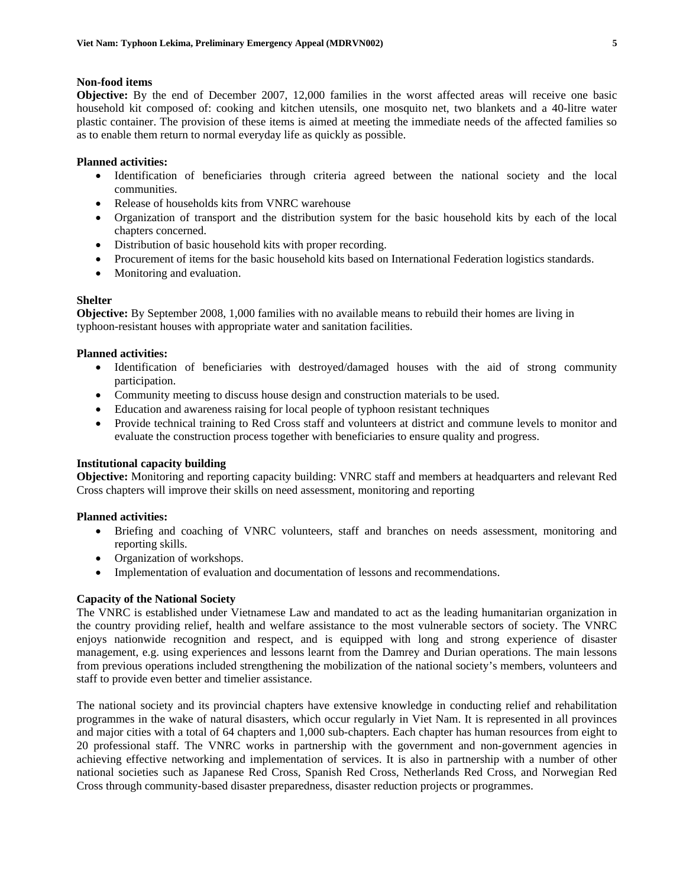**Non-food items**

**Objective:** By the end of December 2007, 12,000 families in the worst affected areas will receive one basic household kit composed of: cooking and kitchen utensils, one mosquito net, two blankets and a 40-litre water plastic container. The provision of these items is aimed at meeting the immediate needs of the affected families so as to enable them return to normal everyday life as quickly as possible.

**Planned activities:**

- Identification of beneficiaries through criteria agreed between the national society and the local communities.
- Release of households kits from VNRC warehouse
- Organization of transport and the distribution system for the basic household kits by each of the local chapters concerned.
- Distribution of basic household kits with proper recording.
- Procurement of items for the basic household kits based on International Federation logistics standards.
- Monitoring and evaluation.

**Shelter**

**Objective:** By September 2008, 1,000 families with no available means to rebuild their homes are living in typhoon-resistant houses with appropriate water and sanitation facilities.

**Planned activities:**

- Identification of beneficiaries with destroyed/damaged houses with the aid of strong community participation.
- Community meeting to discuss house design and construction materials to be used.
- Education and awareness raising for local people of typhoon resistant techniques
- Provide technical training to Red Cross staff and volunteers at district and commune levels to monitor and evaluate the construction process together with beneficiaries to ensure quality and progress.

**Institutional capacity building**

**Objective:** Monitoring and reporting capacity building: VNRC staff and members at headquarters and relevant Red Cross chapters will improve their skills on need assessment, monitoring and reporting

**Planned activities:**

- Briefing and coaching of VNRC volunteers, staff and branches on needs assessment, monitoring and reporting skills.
- Organization of workshops.
- Implementation of evaluation and documentation of lessons and recommendations.

**Capacity of the National Society**

The VNRC is established under Vietnamese Law and mandated to act as the leading humanitarian organization in the country providing relief, health and welfare assistance to the most vulnerable sectors of society. The VNRC enjoys nationwide recognition and respect, and is equipped with long and strong experience of disaster management, e.g. using experiences and lessons learnt from the Damrey and Durian operations. The main lessons from previous operations included strengthening the mobilization of the national society's members, volunteers and staff to provide even better and timelier assistance.

The national society and its provincial chapters have extensive knowledge in conducting relief and rehabilitation programmes in the wake of natural disasters, which occur regularly in Viet Nam. It is represented in all provinces and major cities with a total of 64 chapters and 1,000 sub-chapters. Each chapter has human resources from eight to 20 professional staff. The VNRC works in partnership with the government and non-government agencies in achieving effective networking and implementation of services. It is also in partnership with a number of other national societies such as Japanese Red Cross, Spanish Red Cross, Netherlands Red Cross, and Norwegian Red Cross through community-based disaster preparedness, disaster reduction projects or programmes.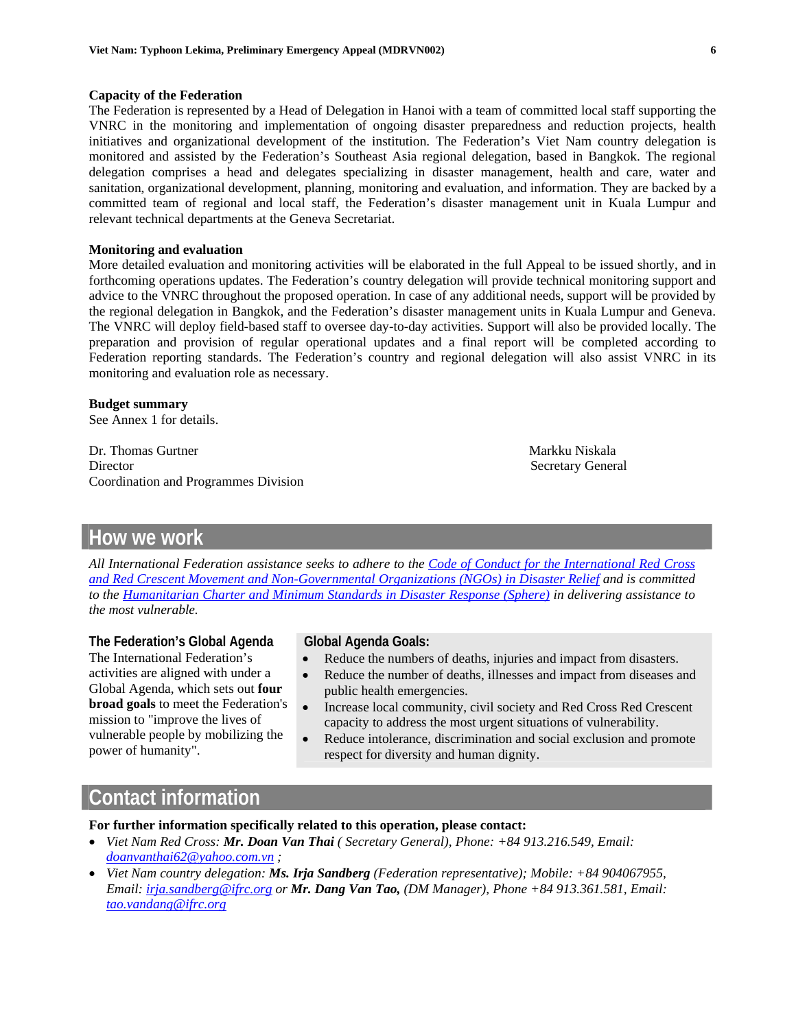### Capacity of the Federation

The Federation is represented by a Head of Delegation in Hanoi with a team of committed local staff supporting the VNRC in the monitoring and implementation of ongoing disaster preparedness and reduction projects, health initiatives and organizational development of the institution. The Federation's Viet Nam country delegation is monitored and assisted by the Federation's Southeast Asia regional delegation, based in Bangkok. The regional delegation comprises a head and delegates specializing in disaster management, health and care, water and sanitation, organizational development, planning, monitoring and evaluation, and information. They are backed by a committed team of regional and local staff, the Federation's disaster management unit in Kuala Lumpur and relevant technical departments at the Geneva Secretariat.

### Monitoring and evaluation

More detailed evaluation and monitoring activities will be elaborated in the full Appeal to be issued shortly, and in forthcoming operations updates. The Federation's country delegation will provide technical monitoring support and advice to the VNRC throughout the proposed operation. In case of any additional needs, support will be provided by the regional delegation in Bangkok, and the Federation's disaster management units in Kuala Lumpur and Geneva. The VNRC will deploy field-based staff to oversee day-to-day activities. Support will also be provided locally. The preparation and provision of regular operational updates and a final report will be completed according to Federation reporting standards. The Federation's country and regional delegation will also assist VNRC in its monitoring and evaluation role as necessary.

### Budget summary

See Annex 1 for details.

Dr. Thomas Gurtner
Director
Coordination and Programmes Division

Markku Niskala
Secretary General

## How we work

*All International Federation assistance seeks to adhere to the [Code of Conduct for the International Red Cross and Red Crescent Movement and Non-Governmental Organizations (NGOs) in Disaster Relief]() and is committed to the [Humanitarian Charter and Minimum Standards in Disaster Response (Sphere)]() in delivering assistance to the most vulnerable.*

### The Federation's Global Agenda

The International Federation's activities are aligned with under a Global Agenda, which sets out **four broad goals** to meet the Federation's mission to "improve the lives of vulnerable people by mobilizing the power of humanity".

### Global Agenda Goals:

- Reduce the numbers of deaths, injuries and impact from disasters.
- Reduce the number of deaths, illnesses and impact from diseases and public health emergencies.
- Increase local community, civil society and Red Cross Red Crescent capacity to address the most urgent situations of vulnerability.
- Reduce intolerance, discrimination and social exclusion and promote respect for diversity and human dignity.

## Contact information

**For further information specifically related to this operation, please contact:**

- *Viet Nam Red Cross:* ***Mr. Doan Van Thai*** *( Secretary General), Phone: +84 913.216.549, Email: doanvanthai62@yahoo.com.vn ;*
- *Viet Nam country delegation:* ***Ms. Irja Sandberg*** *(Federation representative); Mobile: +84 904067955, Email: irja.sandberg@ifrc.org or* ***Mr. Dang Van Tao,*** *(DM Manager), Phone +84 913.361.581, Email: tao.vandang@ifrc.org*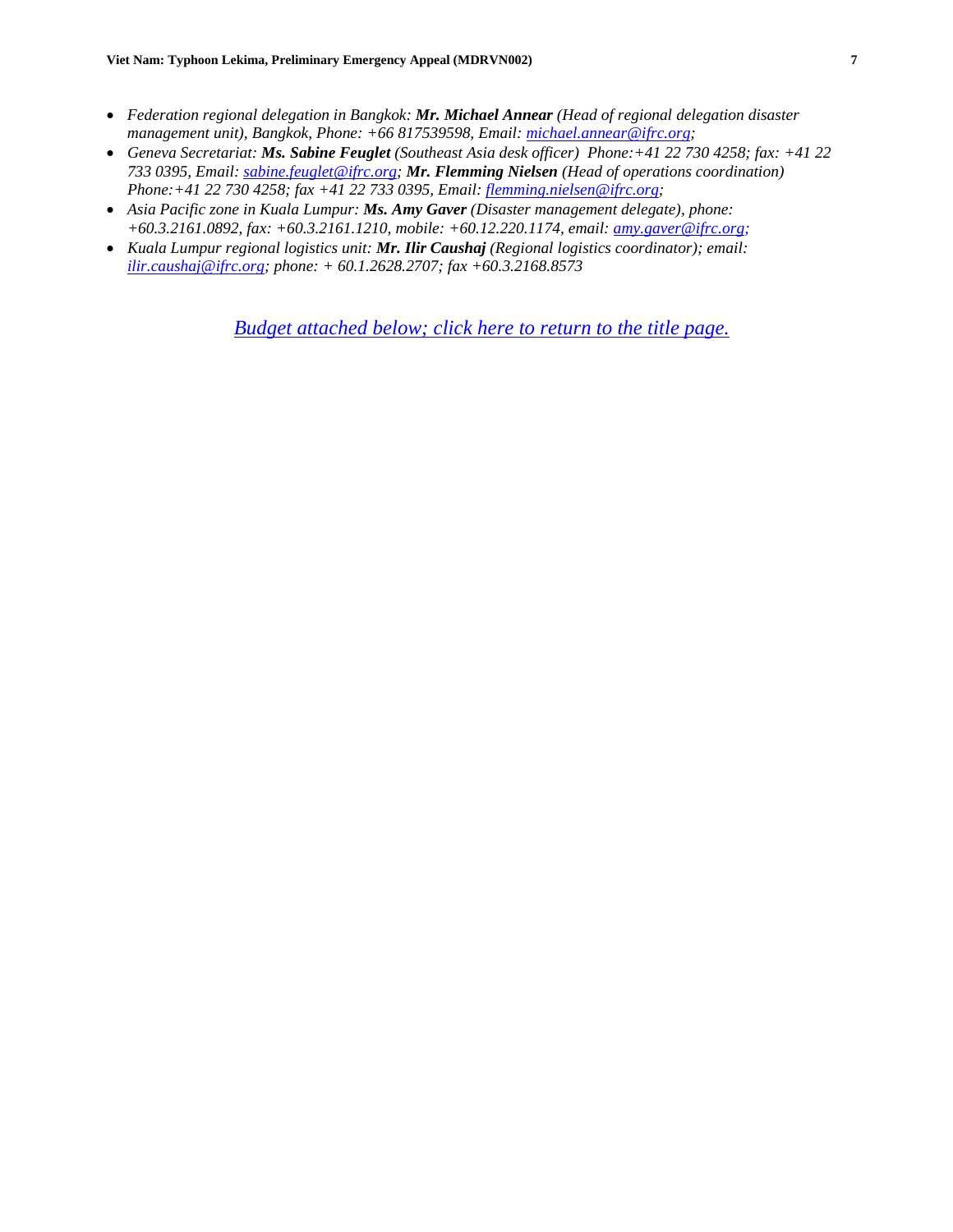- *Federation regional delegation in Bangkok:* ***Mr. Michael Annear*** *(Head of regional delegation disaster management unit), Bangkok, Phone: +66 817539598, Email: michael.annear@ifrc.org;*
- *Geneva Secretariat:* ***Ms. Sabine Feuglet*** *(Southeast Asia desk officer) Phone:+41 22 730 4258; fax: +41 22 733 0395, Email: sabine.feuglet@ifrc.org;* ***Mr. Flemming Nielsen*** *(Head of operations coordination) Phone:+41 22 730 4258; fax +41 22 733 0395, Email: flemming.nielsen@ifrc.org;*
- *Asia Pacific zone in Kuala Lumpur:* ***Ms. Amy Gaver*** *(Disaster management delegate), phone: +60.3.2161.0892, fax: +60.3.2161.1210, mobile: +60.12.220.1174, email: amy.gaver@ifrc.org;*
- *Kuala Lumpur regional logistics unit:* ***Mr. Ilir Caushaj*** *(Regional logistics coordinator); email: ilir.caushaj@ifrc.org; phone: + 60.1.2628.2707; fax +60.3.2168.8573*

*Budget attached below; click here to return to the title page.*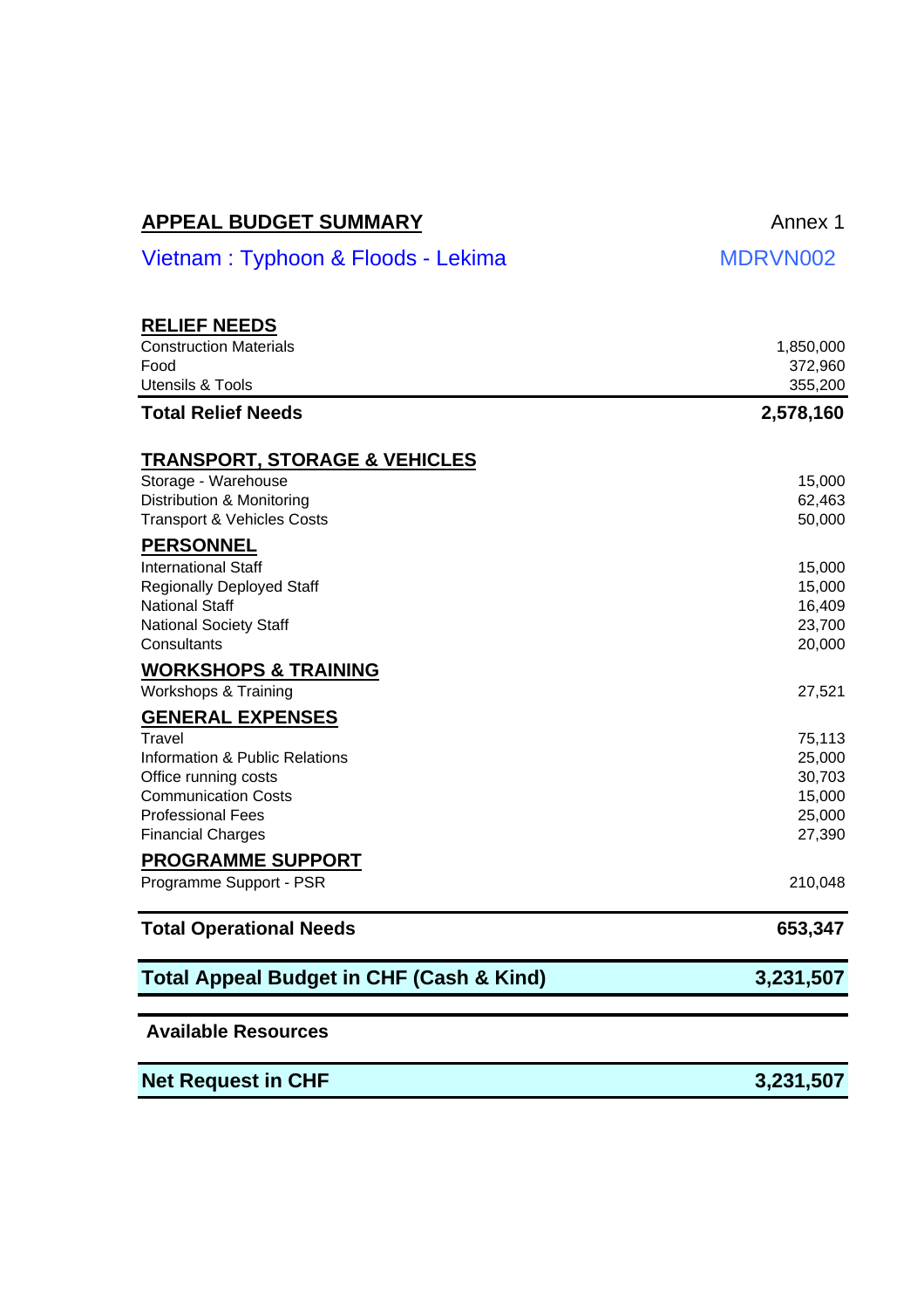## APPEAL BUDGET SUMMARY

Annex 1

**Vietnam : Typhoon & Floods - Lekima** — MDRVN002

| | |
|---|---|
| **RELIEF NEEDS** | |
| Construction Materials | 1,850,000 |
| Food | 372,960 |
| Utensils & Tools | 355,200 |
| **Total Relief Needs** | **2,578,160** |
| **TRANSPORT, STORAGE & VEHICLES** | |
| Storage - Warehouse | 15,000 |
| Distribution & Monitoring | 62,463 |
| Transport & Vehicles Costs | 50,000 |
| **PERSONNEL** | |
| International Staff | 15,000 |
| Regionally Deployed Staff | 15,000 |
| National Staff | 16,409 |
| National Society Staff | 23,700 |
| Consultants | 20,000 |
| **WORKSHOPS & TRAINING** | |
| Workshops & Training | 27,521 |
| **GENERAL EXPENSES** | |
| Travel | 75,113 |
| Information & Public Relations | 25,000 |
| Office running costs | 30,703 |
| Communication Costs | 15,000 |
| Professional Fees | 25,000 |
| Financial Charges | 27,390 |
| **PROGRAMME SUPPORT** | |
| Programme Support - PSR | 210,048 |
| **Total Operational Needs** | **653,347** |
| **Total Appeal Budget in CHF (Cash & Kind)** | **3,231,507** |
| **Available Resources** | |
| **Net Request in CHF** | **3,231,507** |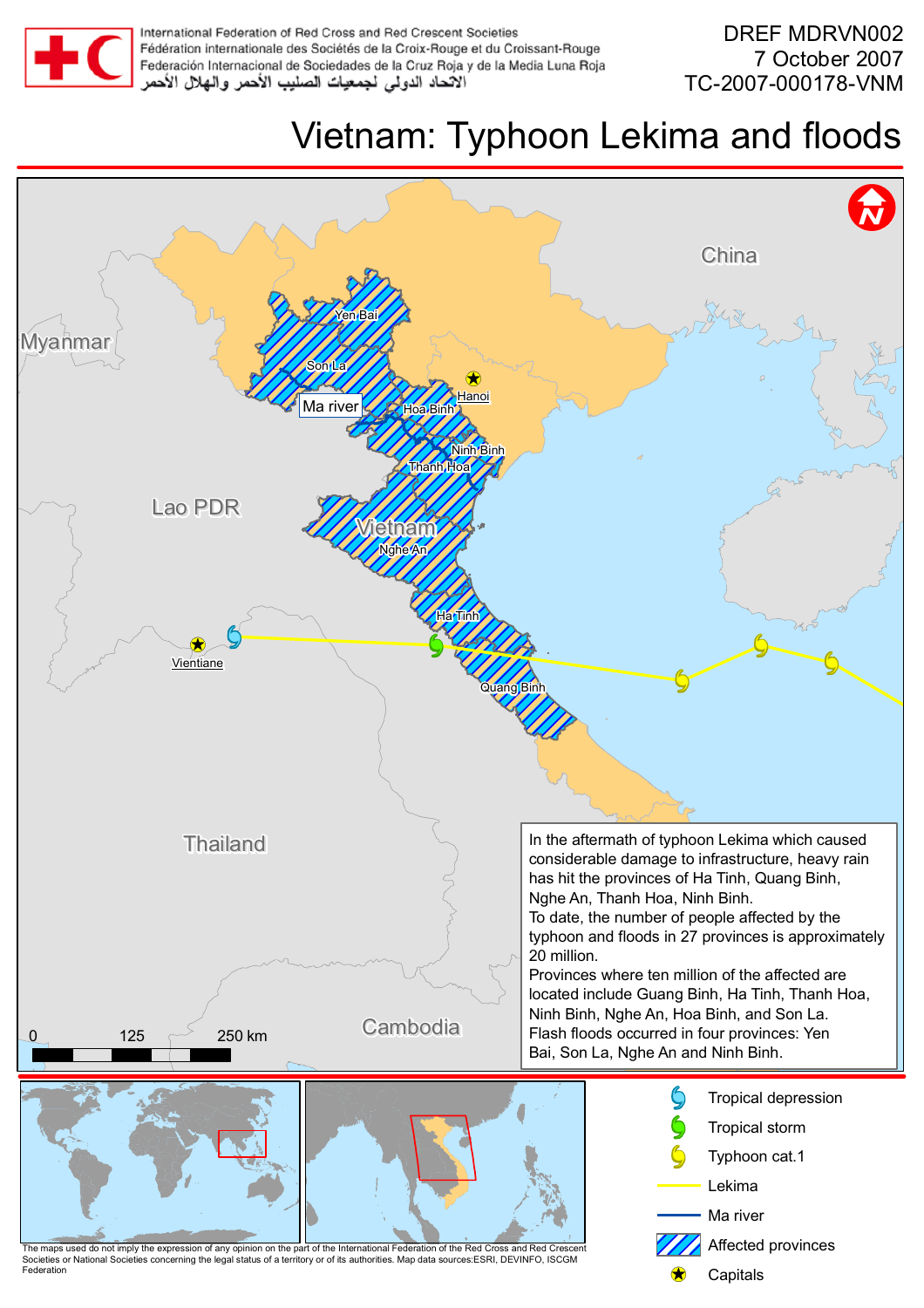International Federation of Red Cross and Red Crescent Societies
Fédération internationale des Sociétés de la Croix-Rouge et du Croissant-Rouge
Federación Internacional de Sociedades de la Cruz Roja y de la Media Luna Roja
الاتحاد الدولي لجمعيات الصليب الأحمر والهلال الأحمر

DREF MDRVN002
7 October 2007
TC-2007-000178-VNM

# Vietnam: Typhoon Lekima and floods

China
Myanmar
Yen Bai
Son La
Hanoi
Ma river
Hoa Binh
Ninh Binh
Thanh Hoa
Lao PDR
Vietnam
Nghe An
Ha Tinh
Vientiane
Quang Binh
Thailand
Cambodia

0 125 250 km

In the aftermath of typhoon Lekima which caused considerable damage to infrastructure, heavy rain has hit the provinces of Ha Tinh, Quang Binh, Nghe An, Thanh Hoa, Ninh Binh.
To date, the number of people affected by the typhoon and floods in 27 provinces is approximately 20 million.
Provinces where ten million of the affected are located include Guang Binh, Ha Tinh, Thanh Hoa, Ninh Binh, Nghe An, Hoa Binh, and Son La.
Flash floods occurred in four provinces: Yen Bai, Son La, Nghe An and Ninh Binh.

- Tropical depression
- Tropical storm
- Typhoon cat.1
- Lekima
- Ma river
- Affected provinces
- Capitals

The maps used do not imply the expression of any opinion on the part of the International Federation of the Red Cross and Red Crescent Societies or National Societies concerning the legal status of a territory or of its authorities. Map data sources:ESRI, DEVINFO, ISCGM Federation